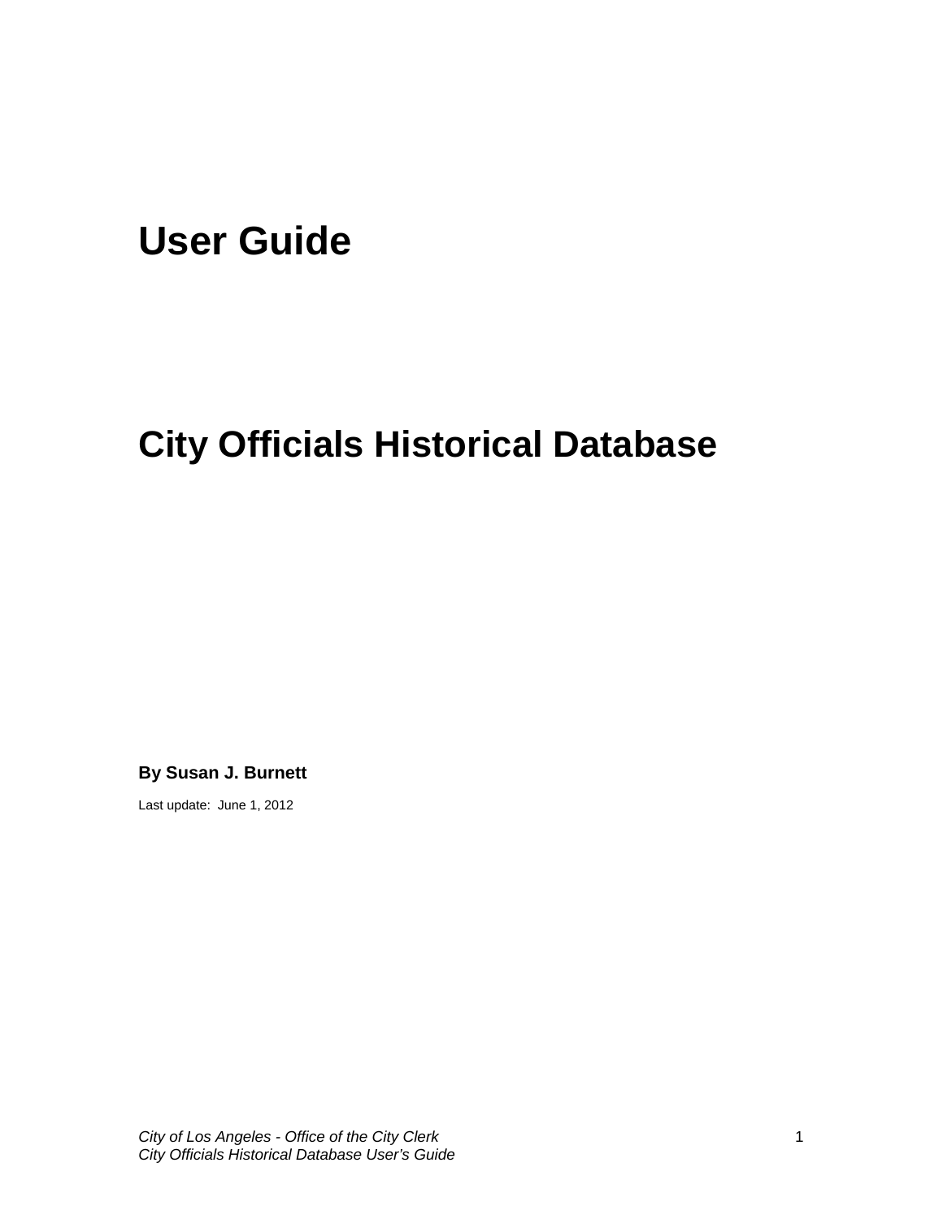# User Guide

# City Officials Historical Database

**By Susan J. Burnett**

Last update: June 1, 2012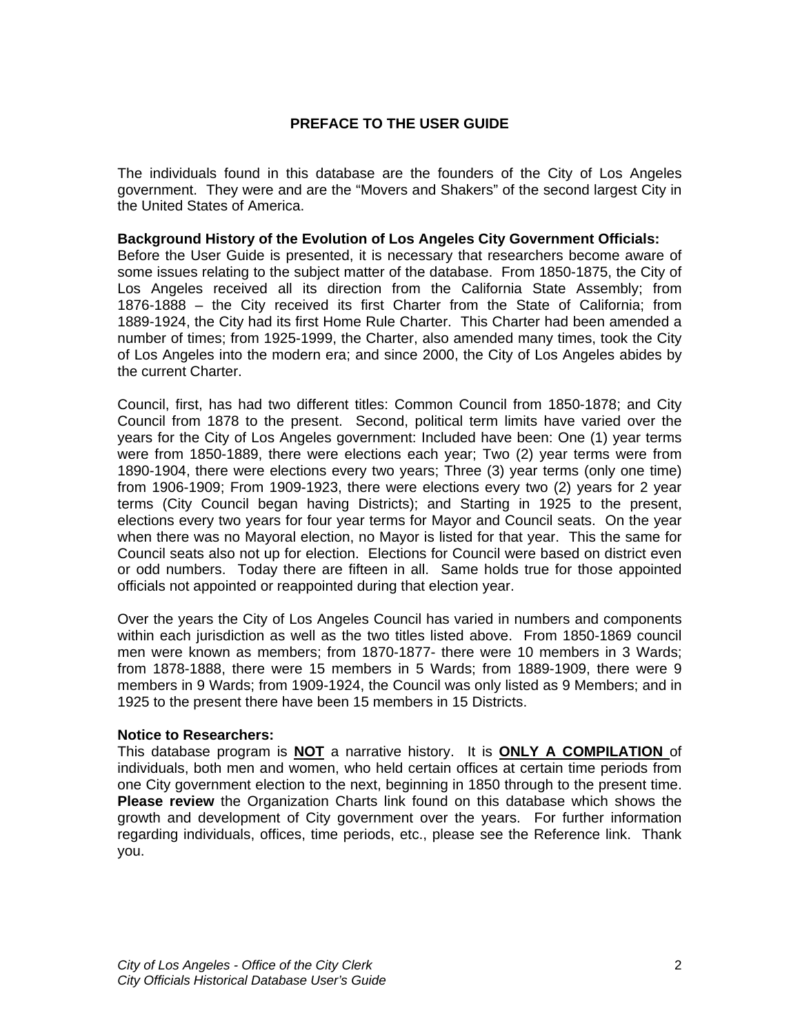# PREFACE TO THE USER GUIDE

The individuals found in this database are the founders of the City of Los Angeles government. They were and are the "Movers and Shakers" of the second largest City in the United States of America.

**Background History of the Evolution of Los Angeles City Government Officials:**
Before the User Guide is presented, it is necessary that researchers become aware of some issues relating to the subject matter of the database. From 1850-1875, the City of Los Angeles received all its direction from the California State Assembly; from 1876-1888 – the City received its first Charter from the State of California; from 1889-1924, the City had its first Home Rule Charter. This Charter had been amended a number of times; from 1925-1999, the Charter, also amended many times, took the City of Los Angeles into the modern era; and since 2000, the City of Los Angeles abides by the current Charter.

Council, first, has had two different titles: Common Council from 1850-1878; and City Council from 1878 to the present. Second, political term limits have varied over the years for the City of Los Angeles government: Included have been: One (1) year terms were from 1850-1889, there were elections each year; Two (2) year terms were from 1890-1904, there were elections every two years; Three (3) year terms (only one time) from 1906-1909; From 1909-1923, there were elections every two (2) years for 2 year terms (City Council began having Districts); and Starting in 1925 to the present, elections every two years for four year terms for Mayor and Council seats. On the year when there was no Mayoral election, no Mayor is listed for that year. This the same for Council seats also not up for election. Elections for Council were based on district even or odd numbers. Today there are fifteen in all. Same holds true for those appointed officials not appointed or reappointed during that election year.

Over the years the City of Los Angeles Council has varied in numbers and components within each jurisdiction as well as the two titles listed above. From 1850-1869 council men were known as members; from 1870-1877- there were 10 members in 3 Wards; from 1878-1888, there were 15 members in 5 Wards; from 1889-1909, there were 9 members in 9 Wards; from 1909-1924, the Council was only listed as 9 Members; and in 1925 to the present there have been 15 members in 15 Districts.

**Notice to Researchers:**
This database program is **NOT** a narrative history. It is **ONLY A COMPILATION** of individuals, both men and women, who held certain offices at certain time periods from one City government election to the next, beginning in 1850 through to the present time. **Please review** the Organization Charts link found on this database which shows the growth and development of City government over the years. For further information regarding individuals, offices, time periods, etc., please see the Reference link. Thank you.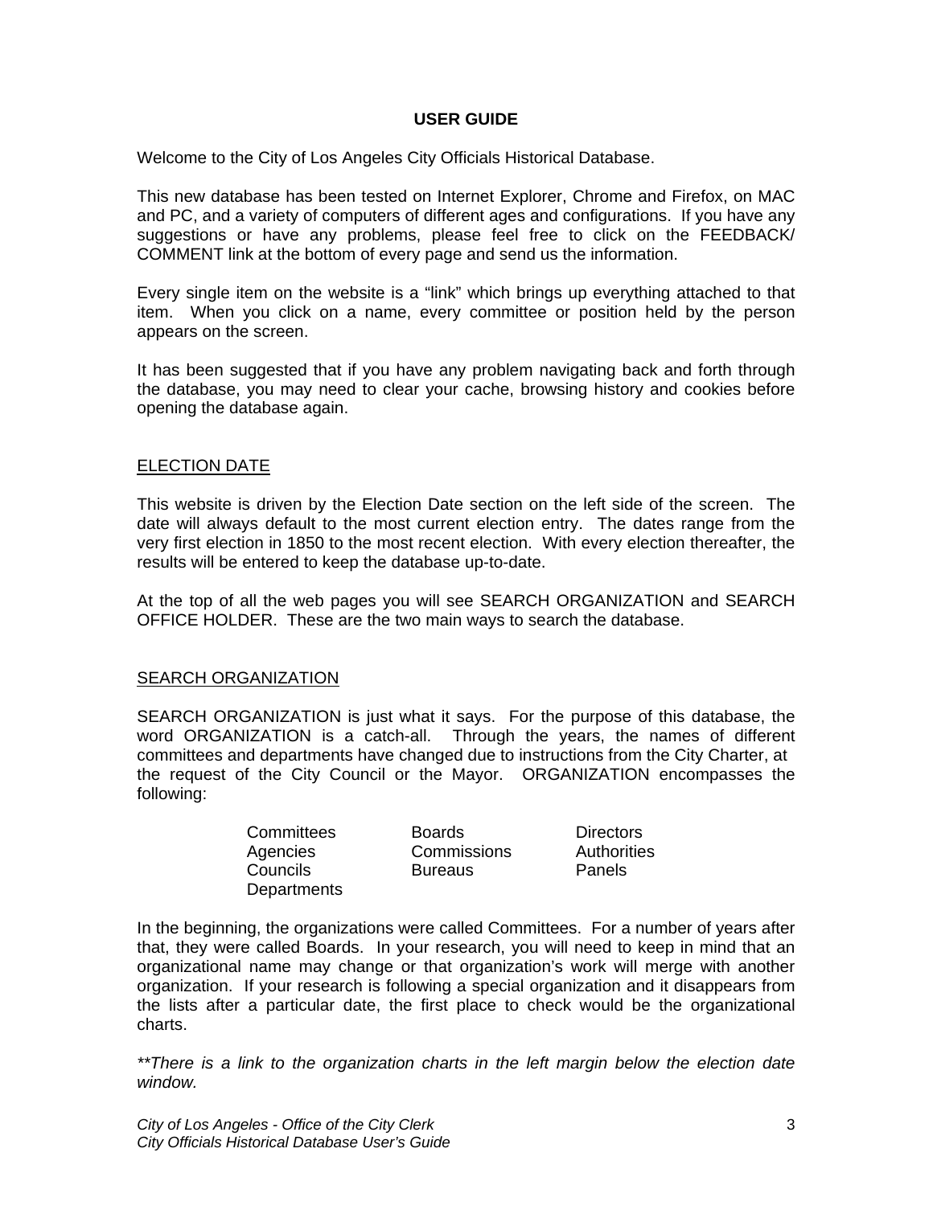# USER GUIDE

Welcome to the City of Los Angeles City Officials Historical Database.

This new database has been tested on Internet Explorer, Chrome and Firefox, on MAC and PC, and a variety of computers of different ages and configurations. If you have any suggestions or have any problems, please feel free to click on the FEEDBACK/ COMMENT link at the bottom of every page and send us the information.

Every single item on the website is a "link" which brings up everything attached to that item. When you click on a name, every committee or position held by the person appears on the screen.

It has been suggested that if you have any problem navigating back and forth through the database, you may need to clear your cache, browsing history and cookies before opening the database again.

## ELECTION DATE

This website is driven by the Election Date section on the left side of the screen. The date will always default to the most current election entry. The dates range from the very first election in 1850 to the most recent election. With every election thereafter, the results will be entered to keep the database up-to-date.

At the top of all the web pages you will see SEARCH ORGANIZATION and SEARCH OFFICE HOLDER. These are the two main ways to search the database.

## SEARCH ORGANIZATION

SEARCH ORGANIZATION is just what it says. For the purpose of this database, the word ORGANIZATION is a catch-all. Through the years, the names of different committees and departments have changed due to instructions from the City Charter, at the request of the City Council or the Mayor. ORGANIZATION encompasses the following:

| | | |
|---|---|---|
| Committees | Boards | Directors |
| Agencies | Commissions | Authorities |
| Councils | Bureaus | Panels |
| Departments | | |

In the beginning, the organizations were called Committees. For a number of years after that, they were called Boards. In your research, you will need to keep in mind that an organizational name may change or that organization's work will merge with another organization. If your research is following a special organization and it disappears from the lists after a particular date, the first place to check would be the organizational charts.

*\*\*There is a link to the organization charts in the left margin below the election date window.*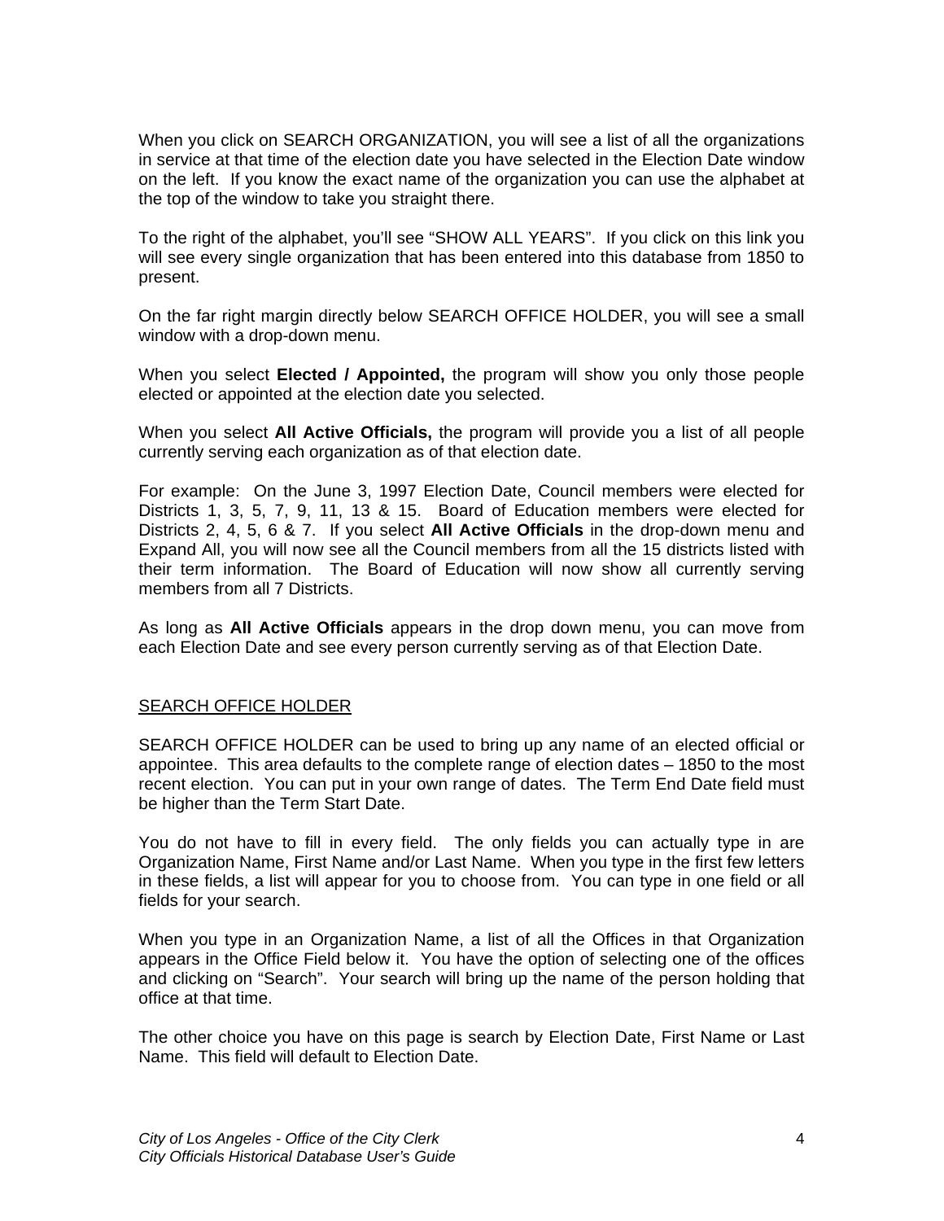When you click on SEARCH ORGANIZATION, you will see a list of all the organizations in service at that time of the election date you have selected in the Election Date window on the left. If you know the exact name of the organization you can use the alphabet at the top of the window to take you straight there.

To the right of the alphabet, you'll see "SHOW ALL YEARS". If you click on this link you will see every single organization that has been entered into this database from 1850 to present.

On the far right margin directly below SEARCH OFFICE HOLDER, you will see a small window with a drop-down menu.

When you select **Elected / Appointed,** the program will show you only those people elected or appointed at the election date you selected.

When you select **All Active Officials,** the program will provide you a list of all people currently serving each organization as of that election date.

For example: On the June 3, 1997 Election Date, Council members were elected for Districts 1, 3, 5, 7, 9, 11, 13 & 15. Board of Education members were elected for Districts 2, 4, 5, 6 & 7. If you select **All Active Officials** in the drop-down menu and Expand All, you will now see all the Council members from all the 15 districts listed with their term information. The Board of Education will now show all currently serving members from all 7 Districts.

As long as **All Active Officials** appears in the drop down menu, you can move from each Election Date and see every person currently serving as of that Election Date.

## SEARCH OFFICE HOLDER

SEARCH OFFICE HOLDER can be used to bring up any name of an elected official or appointee. This area defaults to the complete range of election dates – 1850 to the most recent election. You can put in your own range of dates. The Term End Date field must be higher than the Term Start Date.

You do not have to fill in every field. The only fields you can actually type in are Organization Name, First Name and/or Last Name. When you type in the first few letters in these fields, a list will appear for you to choose from. You can type in one field or all fields for your search.

When you type in an Organization Name, a list of all the Offices in that Organization appears in the Office Field below it. You have the option of selecting one of the offices and clicking on "Search". Your search will bring up the name of the person holding that office at that time.

The other choice you have on this page is search by Election Date, First Name or Last Name. This field will default to Election Date.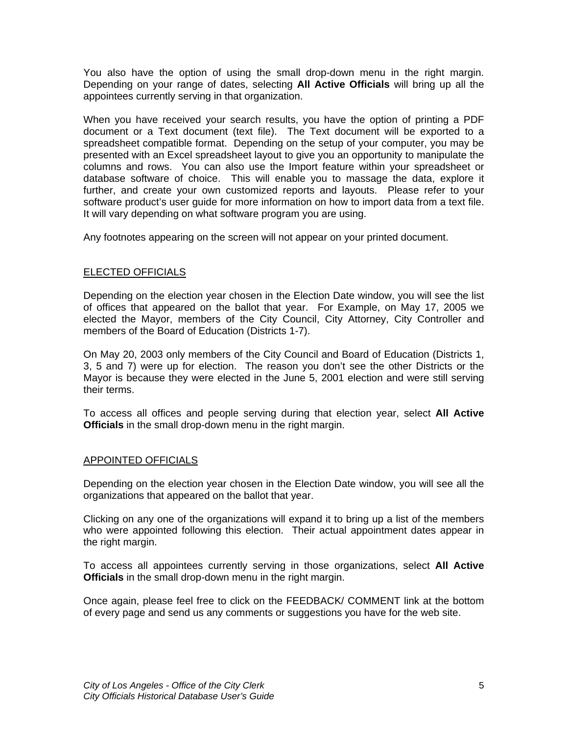You also have the option of using the small drop-down menu in the right margin. Depending on your range of dates, selecting **All Active Officials** will bring up all the appointees currently serving in that organization.

When you have received your search results, you have the option of printing a PDF document or a Text document (text file). The Text document will be exported to a spreadsheet compatible format. Depending on the setup of your computer, you may be presented with an Excel spreadsheet layout to give you an opportunity to manipulate the columns and rows. You can also use the Import feature within your spreadsheet or database software of choice. This will enable you to massage the data, explore it further, and create your own customized reports and layouts. Please refer to your software product's user guide for more information on how to import data from a text file. It will vary depending on what software program you are using.

Any footnotes appearing on the screen will not appear on your printed document.

## ELECTED OFFICIALS

Depending on the election year chosen in the Election Date window, you will see the list of offices that appeared on the ballot that year. For Example, on May 17, 2005 we elected the Mayor, members of the City Council, City Attorney, City Controller and members of the Board of Education (Districts 1-7).

On May 20, 2003 only members of the City Council and Board of Education (Districts 1, 3, 5 and 7) were up for election. The reason you don't see the other Districts or the Mayor is because they were elected in the June 5, 2001 election and were still serving their terms.

To access all offices and people serving during that election year, select **All Active Officials** in the small drop-down menu in the right margin.

## APPOINTED OFFICIALS

Depending on the election year chosen in the Election Date window, you will see all the organizations that appeared on the ballot that year.

Clicking on any one of the organizations will expand it to bring up a list of the members who were appointed following this election. Their actual appointment dates appear in the right margin.

To access all appointees currently serving in those organizations, select **All Active Officials** in the small drop-down menu in the right margin.

Once again, please feel free to click on the FEEDBACK/ COMMENT link at the bottom of every page and send us any comments or suggestions you have for the web site.